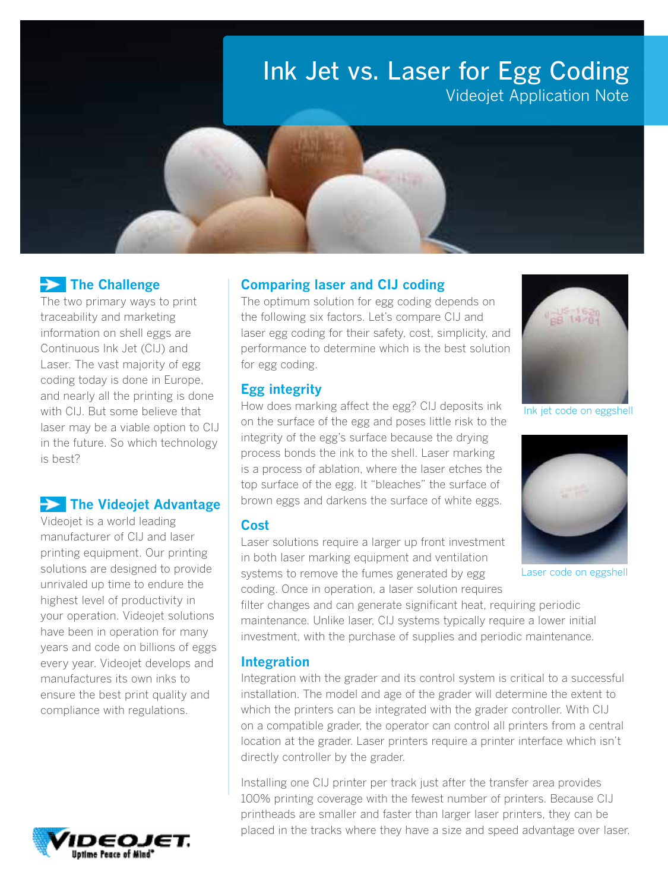# Ink Jet vs. Laser for Egg Coding

Videojet Application Note

## The Challenge

The two primary ways to print traceability and marketing information on shell eggs are Continuous Ink Jet (CIJ) and Laser. The vast majority of egg coding today is done in Europe, and nearly all the printing is done with CIJ. But some believe that laser may be a viable option to CIJ in the future. So which technology is best?

## The Videojet Advantage

Videojet is a world leading manufacturer of CIJ and laser printing equipment. Our printing solutions are designed to provide unrivaled up time to endure the highest level of productivity in your operation. Videojet solutions have been in operation for many years and code on billions of eggs every year. Videojet develops and manufactures its own inks to ensure the best print quality and compliance with regulations.

## Comparing laser and CIJ coding

The optimum solution for egg coding depends on the following six factors. Let's compare CIJ and laser egg coding for their safety, cost, simplicity, and performance to determine which is the best solution for egg coding.

### Egg integrity

How does marking affect the egg? CIJ deposits ink on the surface of the egg and poses little risk to the integrity of the egg's surface because the drying process bonds the ink to the shell. Laser marking is a process of ablation, where the laser etches the top surface of the egg. It "bleaches" the surface of brown eggs and darkens the surface of white eggs.

Ink jet code on eggshell

Laser code on eggshell

### Cost

Laser solutions require a larger up front investment in both laser marking equipment and ventilation systems to remove the fumes generated by egg coding. Once in operation, a laser solution requires filter changes and can generate significant heat, requiring periodic maintenance. Unlike laser, CIJ systems typically require a lower initial investment, with the purchase of supplies and periodic maintenance.

### Integration

Integration with the grader and its control system is critical to a successful installation. The model and age of the grader will determine the extent to which the printers can be integrated with the grader controller. With CIJ on a compatible grader, the operator can control all printers from a central location at the grader. Laser printers require a printer interface which isn't directly controller by the grader.

Installing one CIJ printer per track just after the transfer area provides 100% printing coverage with the fewest number of printers. Because CIJ printheads are smaller and faster than larger laser printers, they can be placed in the tracks where they have a size and speed advantage over laser.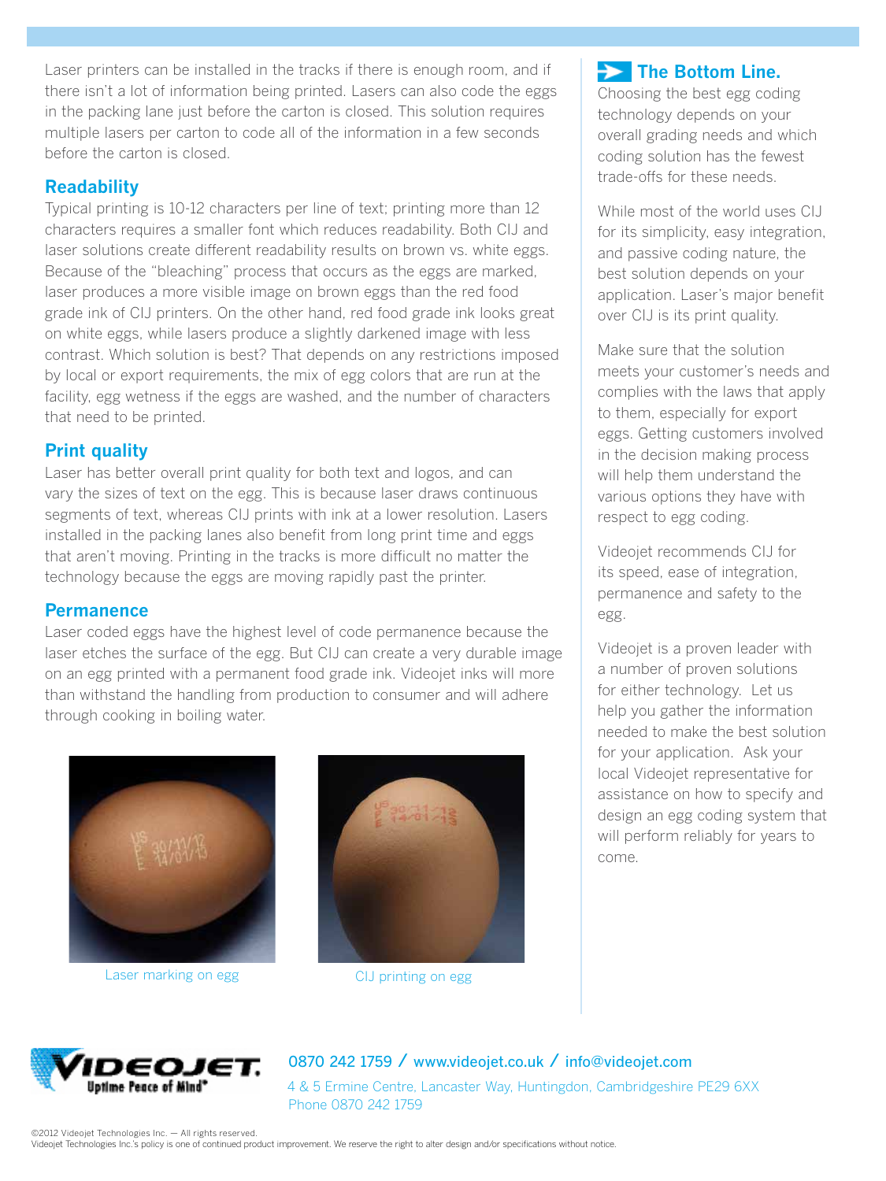Laser printers can be installed in the tracks if there is enough room, and if there isn't a lot of information being printed. Lasers can also code the eggs in the packing lane just before the carton is closed. This solution requires multiple lasers per carton to code all of the information in a few seconds before the carton is closed.

## Readability

Typical printing is 10-12 characters per line of text; printing more than 12 characters requires a smaller font which reduces readability. Both CIJ and laser solutions create different readability results on brown vs. white eggs. Because of the "bleaching" process that occurs as the eggs are marked, laser produces a more visible image on brown eggs than the red food grade ink of CIJ printers. On the other hand, red food grade ink looks great on white eggs, while lasers produce a slightly darkened image with less contrast. Which solution is best? That depends on any restrictions imposed by local or export requirements, the mix of egg colors that are run at the facility, egg wetness if the eggs are washed, and the number of characters that need to be printed.

## Print quality

Laser has better overall print quality for both text and logos, and can vary the sizes of text on the egg. This is because laser draws continuous segments of text, whereas CIJ prints with ink at a lower resolution. Lasers installed in the packing lanes also benefit from long print time and eggs that aren't moving. Printing in the tracks is more difficult no matter the technology because the eggs are moving rapidly past the printer.

## Permanence

Laser coded eggs have the highest level of code permanence because the laser etches the surface of the egg. But CIJ can create a very durable image on an egg printed with a permanent food grade ink. Videojet inks will more than withstand the handling from production to consumer and will adhere through cooking in boiling water.

Laser marking on egg

CIJ printing on egg

## The Bottom Line.

Choosing the best egg coding technology depends on your overall grading needs and which coding solution has the fewest trade-offs for these needs.

While most of the world uses CIJ for its simplicity, easy integration, and passive coding nature, the best solution depends on your application. Laser's major benefit over CIJ is its print quality.

Make sure that the solution meets your customer's needs and complies with the laws that apply to them, especially for export eggs. Getting customers involved in the decision making process will help them understand the various options they have with respect to egg coding.

Videojet recommends CIJ for its speed, ease of integration, permanence and safety to the egg.

Videojet is a proven leader with a number of proven solutions for either technology. Let us help you gather the information needed to make the best solution for your application. Ask your local Videojet representative for assistance on how to specify and design an egg coding system that will perform reliably for years to come.

0870 242 1759 / www.videojet.co.uk / info@videojet.com

4 & 5 Ermine Centre, Lancaster Way, Huntingdon, Cambridgeshire PE29 6XX
Phone 0870 242 1759

©2012 Videojet Technologies Inc. — All rights reserved.
Videojet Technologies Inc.'s policy is one of continued product improvement. We reserve the right to alter design and/or specifications without notice.